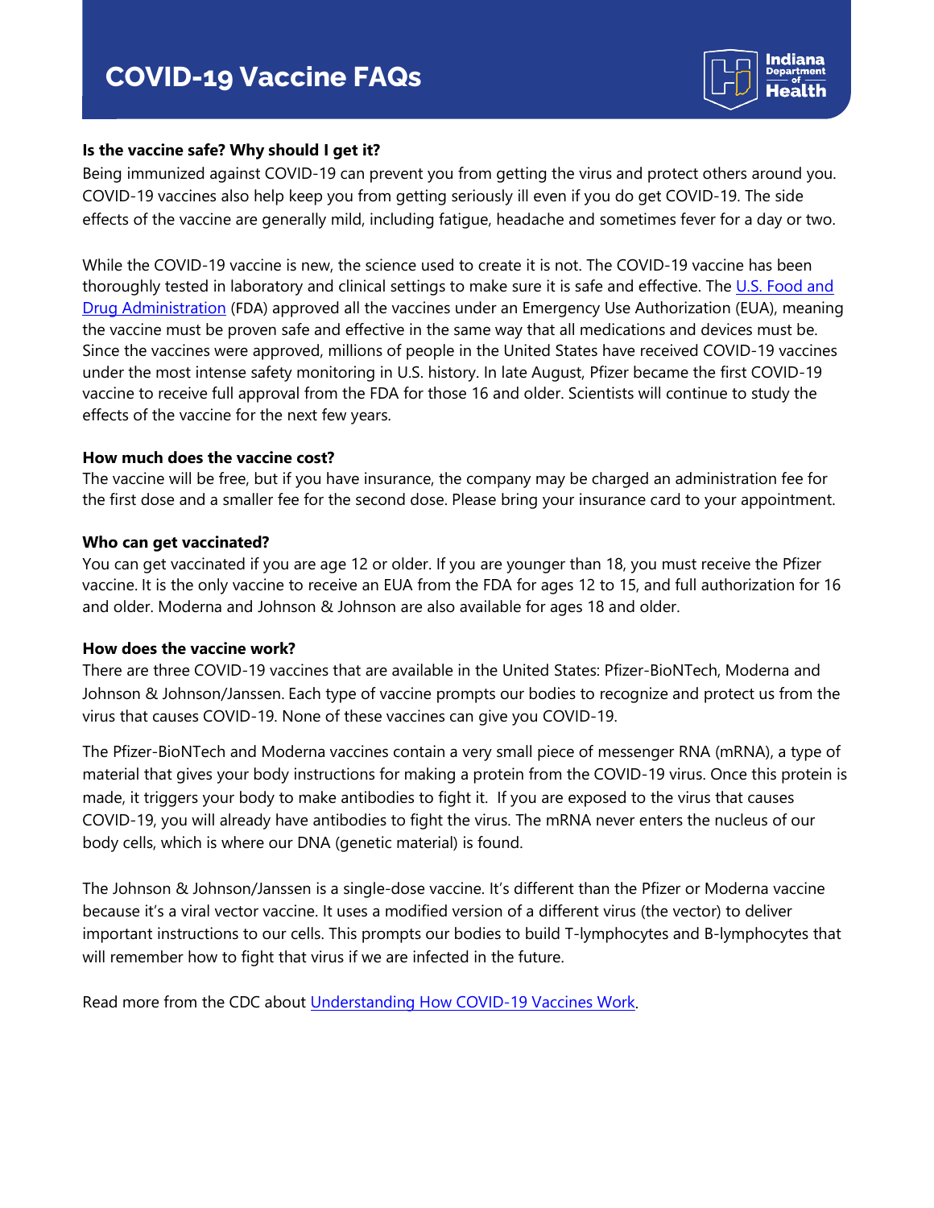# COVID-19 Vaccine FAQs

**Is the vaccine safe? Why should I get it?**

Being immunized against COVID-19 can prevent you from getting the virus and protect others around you. COVID-19 vaccines also help keep you from getting seriously ill even if you do get COVID-19. The side effects of the vaccine are generally mild, including fatigue, headache and sometimes fever for a day or two.

While the COVID-19 vaccine is new, the science used to create it is not. The COVID-19 vaccine has been thoroughly tested in laboratory and clinical settings to make sure it is safe and effective. The U.S. Food and Drug Administration (FDA) approved all the vaccines under an Emergency Use Authorization (EUA), meaning the vaccine must be proven safe and effective in the same way that all medications and devices must be. Since the vaccines were approved, millions of people in the United States have received COVID-19 vaccines under the most intense safety monitoring in U.S. history. In late August, Pfizer became the first COVID-19 vaccine to receive full approval from the FDA for those 16 and older. Scientists will continue to study the effects of the vaccine for the next few years.

**How much does the vaccine cost?**

The vaccine will be free, but if you have insurance, the company may be charged an administration fee for the first dose and a smaller fee for the second dose. Please bring your insurance card to your appointment.

**Who can get vaccinated?**

You can get vaccinated if you are age 12 or older. If you are younger than 18, you must receive the Pfizer vaccine. It is the only vaccine to receive an EUA from the FDA for ages 12 to 15, and full authorization for 16 and older. Moderna and Johnson & Johnson are also available for ages 18 and older.

**How does the vaccine work?**

There are three COVID-19 vaccines that are available in the United States: Pfizer-BioNTech, Moderna and Johnson & Johnson/Janssen. Each type of vaccine prompts our bodies to recognize and protect us from the virus that causes COVID-19. None of these vaccines can give you COVID-19.

The Pfizer-BioNTech and Moderna vaccines contain a very small piece of messenger RNA (mRNA), a type of material that gives your body instructions for making a protein from the COVID-19 virus. Once this protein is made, it triggers your body to make antibodies to fight it. If you are exposed to the virus that causes COVID-19, you will already have antibodies to fight the virus. The mRNA never enters the nucleus of our body cells, which is where our DNA (genetic material) is found.

The Johnson & Johnson/Janssen is a single-dose vaccine. It's different than the Pfizer or Moderna vaccine because it's a viral vector vaccine. It uses a modified version of a different virus (the vector) to deliver important instructions to our cells. This prompts our bodies to build T-lymphocytes and B-lymphocytes that will remember how to fight that virus if we are infected in the future.

Read more from the CDC about Understanding How COVID-19 Vaccines Work.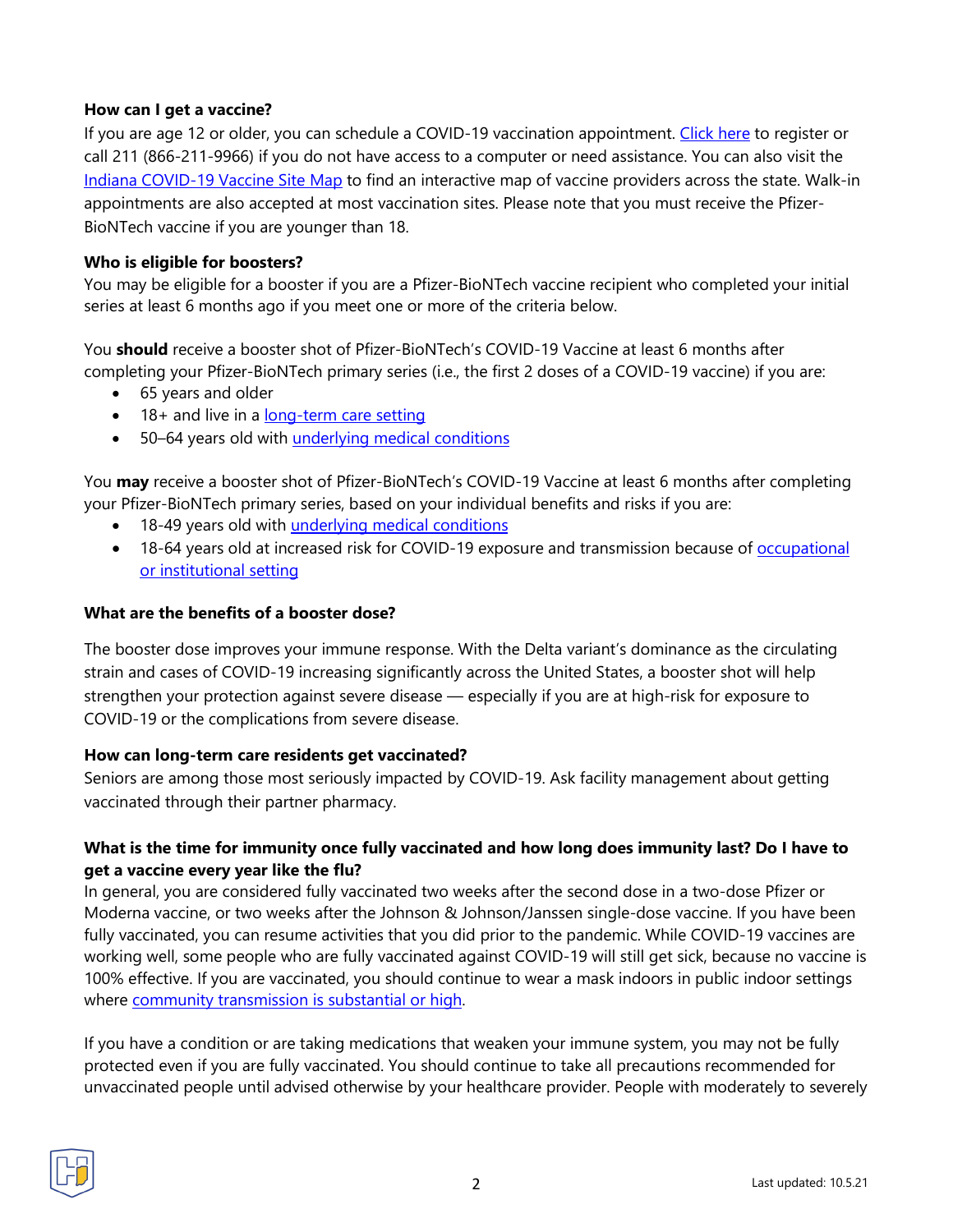**How can I get a vaccine?**

If you are age 12 or older, you can schedule a COVID-19 vaccination appointment. Click here to register or call 211 (866-211-9966) if you do not have access to a computer or need assistance. You can also visit the Indiana COVID-19 Vaccine Site Map to find an interactive map of vaccine providers across the state. Walk-in appointments are also accepted at most vaccination sites. Please note that you must receive the Pfizer-BioNTech vaccine if you are younger than 18.

**Who is eligible for boosters?**

You may be eligible for a booster if you are a Pfizer-BioNTech vaccine recipient who completed your initial series at least 6 months ago if you meet one or more of the criteria below.

You **should** receive a booster shot of Pfizer-BioNTech's COVID-19 Vaccine at least 6 months after completing your Pfizer-BioNTech primary series (i.e., the first 2 doses of a COVID-19 vaccine) if you are:

- 65 years and older
- 18+ and live in a long-term care setting
- 50–64 years old with underlying medical conditions

You **may** receive a booster shot of Pfizer-BioNTech's COVID-19 Vaccine at least 6 months after completing your Pfizer-BioNTech primary series, based on your individual benefits and risks if you are:

- 18-49 years old with underlying medical conditions
- 18-64 years old at increased risk for COVID-19 exposure and transmission because of occupational or institutional setting

**What are the benefits of a booster dose?**

The booster dose improves your immune response. With the Delta variant's dominance as the circulating strain and cases of COVID-19 increasing significantly across the United States, a booster shot will help strengthen your protection against severe disease — especially if you are at high-risk for exposure to COVID-19 or the complications from severe disease.

**How can long-term care residents get vaccinated?**

Seniors are among those most seriously impacted by COVID-19. Ask facility management about getting vaccinated through their partner pharmacy.

**What is the time for immunity once fully vaccinated and how long does immunity last? Do I have to get a vaccine every year like the flu?**

In general, you are considered fully vaccinated two weeks after the second dose in a two-dose Pfizer or Moderna vaccine, or two weeks after the Johnson & Johnson/Janssen single-dose vaccine. If you have been fully vaccinated, you can resume activities that you did prior to the pandemic. While COVID-19 vaccines are working well, some people who are fully vaccinated against COVID-19 will still get sick, because no vaccine is 100% effective. If you are vaccinated, you should continue to wear a mask indoors in public indoor settings where community transmission is substantial or high.

If you have a condition or are taking medications that weaken your immune system, you may not be fully protected even if you are fully vaccinated. You should continue to take all precautions recommended for unvaccinated people until advised otherwise by your healthcare provider. People with moderately to severely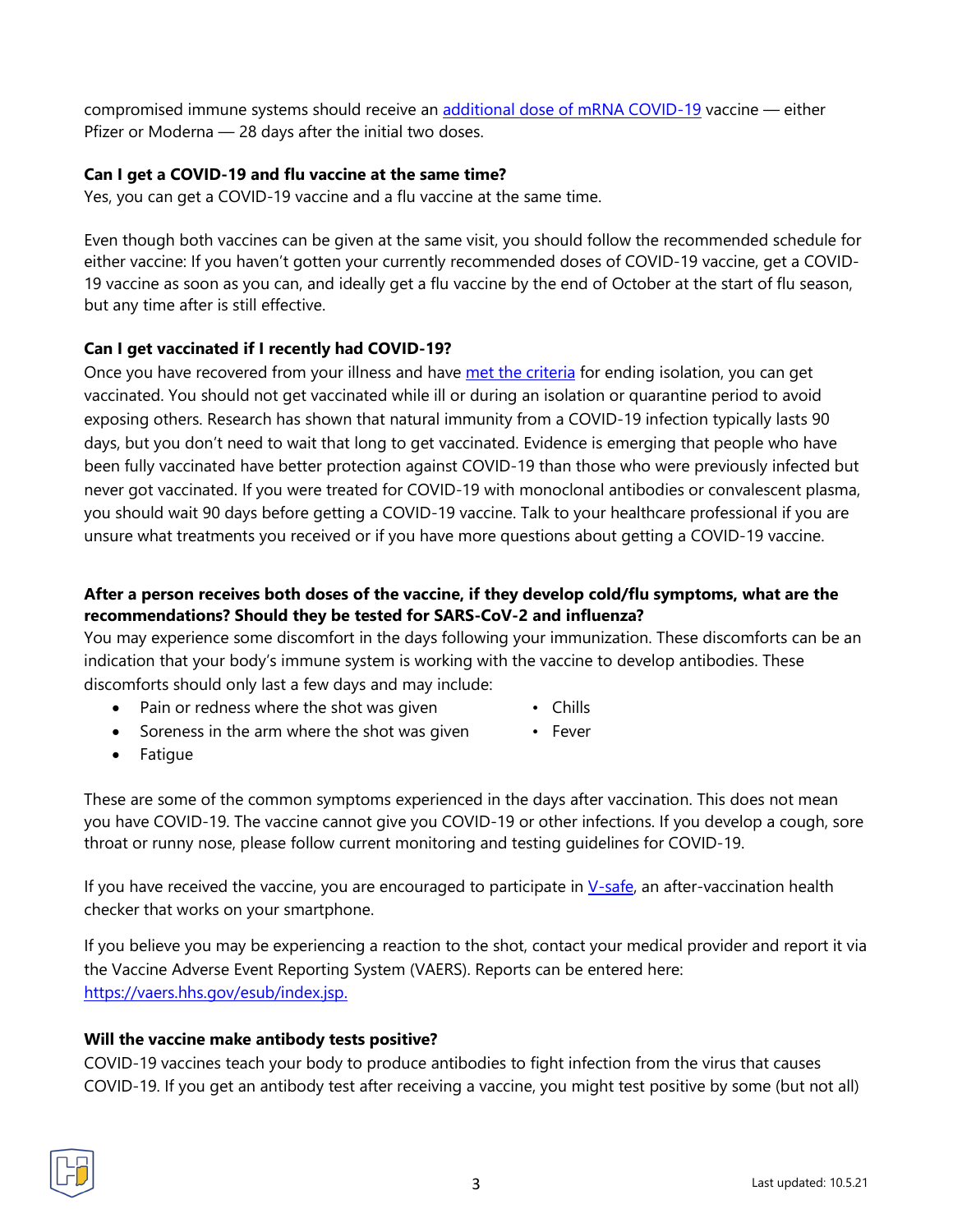compromised immune systems should receive an [additional dose of mRNA COVID-19](#) vaccine — either Pfizer or Moderna — 28 days after the initial two doses.

**Can I get a COVID-19 and flu vaccine at the same time?**

Yes, you can get a COVID-19 vaccine and a flu vaccine at the same time.

Even though both vaccines can be given at the same visit, you should follow the recommended schedule for either vaccine: If you haven't gotten your currently recommended doses of COVID-19 vaccine, get a COVID-19 vaccine as soon as you can, and ideally get a flu vaccine by the end of October at the start of flu season, but any time after is still effective.

**Can I get vaccinated if I recently had COVID-19?**

Once you have recovered from your illness and have [met the criteria](#) for ending isolation, you can get vaccinated. You should not get vaccinated while ill or during an isolation or quarantine period to avoid exposing others. Research has shown that natural immunity from a COVID-19 infection typically lasts 90 days, but you don't need to wait that long to get vaccinated. Evidence is emerging that people who have been fully vaccinated have better protection against COVID-19 than those who were previously infected but never got vaccinated. If you were treated for COVID-19 with monoclonal antibodies or convalescent plasma, you should wait 90 days before getting a COVID-19 vaccine. Talk to your healthcare professional if you are unsure what treatments you received or if you have more questions about getting a COVID-19 vaccine.

**After a person receives both doses of the vaccine, if they develop cold/flu symptoms, what are the recommendations? Should they be tested for SARS-CoV-2 and influenza?**

You may experience some discomfort in the days following your immunization. These discomforts can be an indication that your body's immune system is working with the vaccine to develop antibodies. These discomforts should only last a few days and may include:

- Pain or redness where the shot was given
- Soreness in the arm where the shot was given
- Fatigue
- Chills
- Fever

These are some of the common symptoms experienced in the days after vaccination. This does not mean you have COVID-19. The vaccine cannot give you COVID-19 or other infections. If you develop a cough, sore throat or runny nose, please follow current monitoring and testing guidelines for COVID-19.

If you have received the vaccine, you are encouraged to participate in [V-safe](#), an after-vaccination health checker that works on your smartphone.

If you believe you may be experiencing a reaction to the shot, contact your medical provider and report it via the Vaccine Adverse Event Reporting System (VAERS). Reports can be entered here: [https://vaers.hhs.gov/esub/index.jsp.](https://vaers.hhs.gov/esub/index.jsp)

**Will the vaccine make antibody tests positive?**

COVID-19 vaccines teach your body to produce antibodies to fight infection from the virus that causes COVID-19. If you get an antibody test after receiving a vaccine, you might test positive by some (but not all)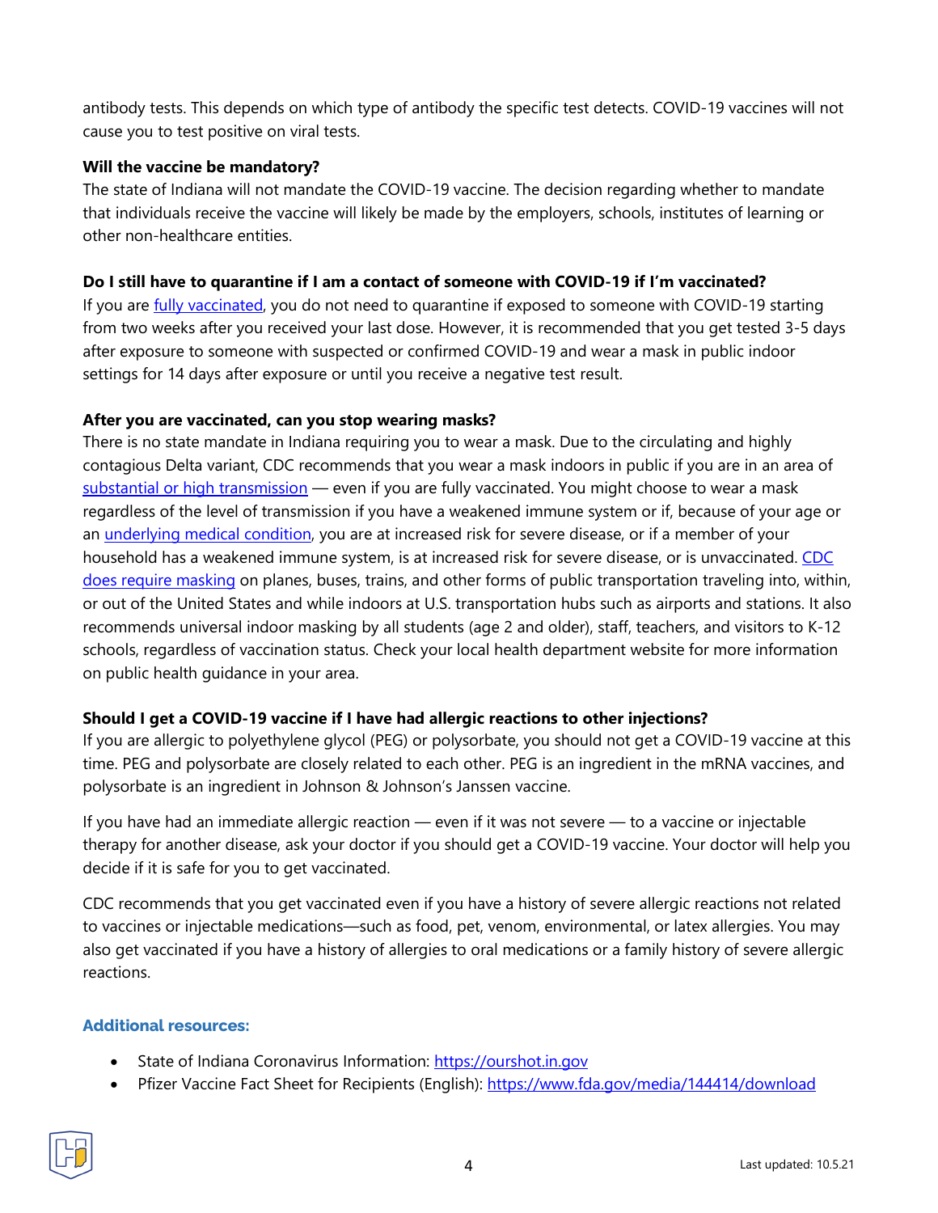antibody tests. This depends on which type of antibody the specific test detects. COVID-19 vaccines will not cause you to test positive on viral tests.

**Will the vaccine be mandatory?**

The state of Indiana will not mandate the COVID-19 vaccine. The decision regarding whether to mandate that individuals receive the vaccine will likely be made by the employers, schools, institutes of learning or other non-healthcare entities.

**Do I still have to quarantine if I am a contact of someone with COVID-19 if I'm vaccinated?**

If you are fully vaccinated, you do not need to quarantine if exposed to someone with COVID-19 starting from two weeks after you received your last dose. However, it is recommended that you get tested 3-5 days after exposure to someone with suspected or confirmed COVID-19 and wear a mask in public indoor settings for 14 days after exposure or until you receive a negative test result.

**After you are vaccinated, can you stop wearing masks?**

There is no state mandate in Indiana requiring you to wear a mask. Due to the circulating and highly contagious Delta variant, CDC recommends that you wear a mask indoors in public if you are in an area of substantial or high transmission — even if you are fully vaccinated. You might choose to wear a mask regardless of the level of transmission if you have a weakened immune system or if, because of your age or an underlying medical condition, you are at increased risk for severe disease, or if a member of your household has a weakened immune system, is at increased risk for severe disease, or is unvaccinated. CDC does require masking on planes, buses, trains, and other forms of public transportation traveling into, within, or out of the United States and while indoors at U.S. transportation hubs such as airports and stations. It also recommends universal indoor masking by all students (age 2 and older), staff, teachers, and visitors to K-12 schools, regardless of vaccination status. Check your local health department website for more information on public health guidance in your area.

**Should I get a COVID-19 vaccine if I have had allergic reactions to other injections?**

If you are allergic to polyethylene glycol (PEG) or polysorbate, you should not get a COVID-19 vaccine at this time. PEG and polysorbate are closely related to each other. PEG is an ingredient in the mRNA vaccines, and polysorbate is an ingredient in Johnson & Johnson's Janssen vaccine.

If you have had an immediate allergic reaction — even if it was not severe — to a vaccine or injectable therapy for another disease, ask your doctor if you should get a COVID-19 vaccine. Your doctor will help you decide if it is safe for you to get vaccinated.

CDC recommends that you get vaccinated even if you have a history of severe allergic reactions not related to vaccines or injectable medications—such as food, pet, venom, environmental, or latex allergies. You may also get vaccinated if you have a history of allergies to oral medications or a family history of severe allergic reactions.

## Additional resources:

- State of Indiana Coronavirus Information: https://ourshot.in.gov
- Pfizer Vaccine Fact Sheet for Recipients (English): https://www.fda.gov/media/144414/download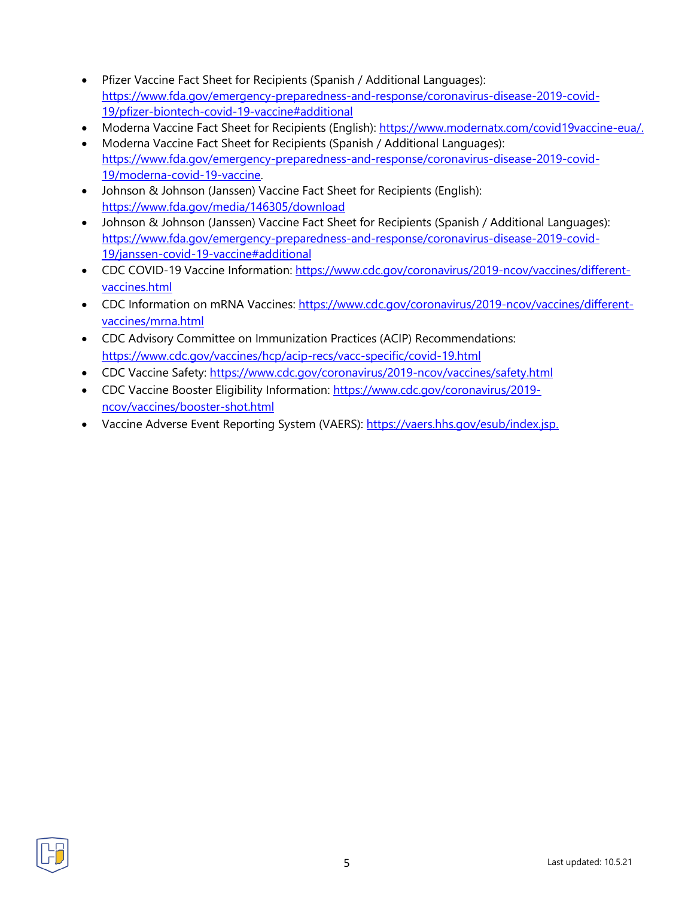- Pfizer Vaccine Fact Sheet for Recipients (Spanish / Additional Languages): https://www.fda.gov/emergency-preparedness-and-response/coronavirus-disease-2019-covid-19/pfizer-biontech-covid-19-vaccine#additional
- Moderna Vaccine Fact Sheet for Recipients (English): https://www.modernatx.com/covid19vaccine-eua/.
- Moderna Vaccine Fact Sheet for Recipients (Spanish / Additional Languages): https://www.fda.gov/emergency-preparedness-and-response/coronavirus-disease-2019-covid-19/moderna-covid-19-vaccine.
- Johnson & Johnson (Janssen) Vaccine Fact Sheet for Recipients (English): https://www.fda.gov/media/146305/download
- Johnson & Johnson (Janssen) Vaccine Fact Sheet for Recipients (Spanish / Additional Languages): https://www.fda.gov/emergency-preparedness-and-response/coronavirus-disease-2019-covid-19/janssen-covid-19-vaccine#additional
- CDC COVID-19 Vaccine Information: https://www.cdc.gov/coronavirus/2019-ncov/vaccines/different-vaccines.html
- CDC Information on mRNA Vaccines: https://www.cdc.gov/coronavirus/2019-ncov/vaccines/different-vaccines/mrna.html
- CDC Advisory Committee on Immunization Practices (ACIP) Recommendations: https://www.cdc.gov/vaccines/hcp/acip-recs/vacc-specific/covid-19.html
- CDC Vaccine Safety: https://www.cdc.gov/coronavirus/2019-ncov/vaccines/safety.html
- CDC Vaccine Booster Eligibility Information: https://www.cdc.gov/coronavirus/2019-ncov/vaccines/booster-shot.html
- Vaccine Adverse Event Reporting System (VAERS): https://vaers.hhs.gov/esub/index.jsp.

Last updated: 10.5.21